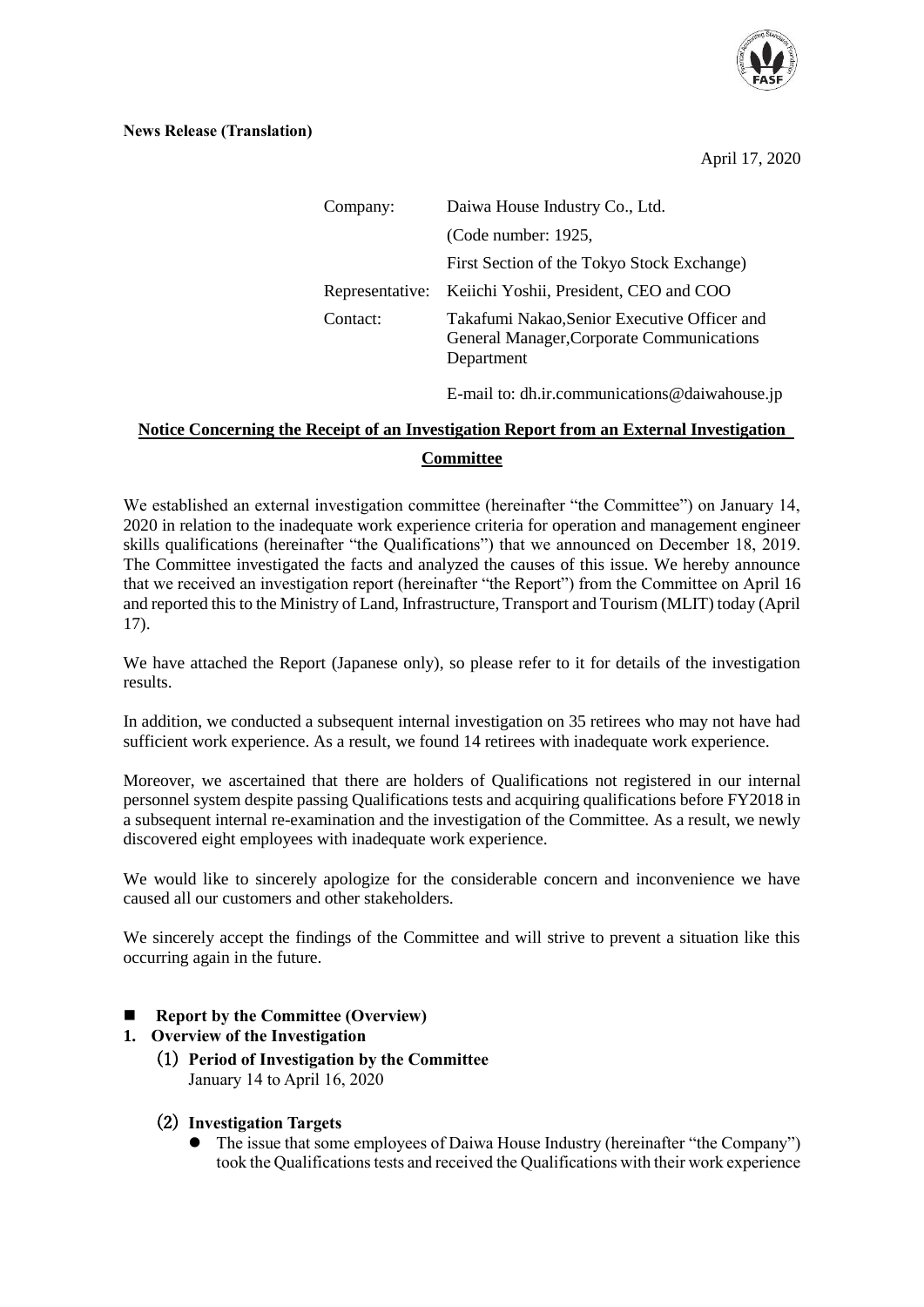**News Release (Translation)**

April 17, 2020

| | |
|---|---|
| Company: | Daiwa House Industry Co., Ltd. |
| | (Code number: 1925, |
| | First Section of the Tokyo Stock Exchange) |
| Representative: | Keiichi Yoshii, President, CEO and COO |
| Contact: | Takafumi Nakao,Senior Executive Officer and General Manager,Corporate Communications Department |
| | E-mail to: dh.ir.communications@daiwahouse.jp |

**Notice Concerning the Receipt of an Investigation Report from an External Investigation Committee**

We established an external investigation committee (hereinafter "the Committee") on January 14, 2020 in relation to the inadequate work experience criteria for operation and management engineer skills qualifications (hereinafter "the Qualifications") that we announced on December 18, 2019. The Committee investigated the facts and analyzed the causes of this issue. We hereby announce that we received an investigation report (hereinafter "the Report") from the Committee on April 16 and reported this to the Ministry of Land, Infrastructure, Transport and Tourism (MLIT) today (April 17).

We have attached the Report (Japanese only), so please refer to it for details of the investigation results.

In addition, we conducted a subsequent internal investigation on 35 retirees who may not have had sufficient work experience. As a result, we found 14 retirees with inadequate work experience.

Moreover, we ascertained that there are holders of Qualifications not registered in our internal personnel system despite passing Qualifications tests and acquiring qualifications before FY2018 in a subsequent internal re-examination and the investigation of the Committee. As a result, we newly discovered eight employees with inadequate work experience.

We would like to sincerely apologize for the considerable concern and inconvenience we have caused all our customers and other stakeholders.

We sincerely accept the findings of the Committee and will strive to prevent a situation like this occurring again in the future.

- **Report by the Committee (Overview)**

**1. Overview of the Investigation**

**(1) Period of Investigation by the Committee**

January 14 to April 16, 2020

**(2) Investigation Targets**

- The issue that some employees of Daiwa House Industry (hereinafter "the Company") took the Qualifications tests and received the Qualifications with their work experience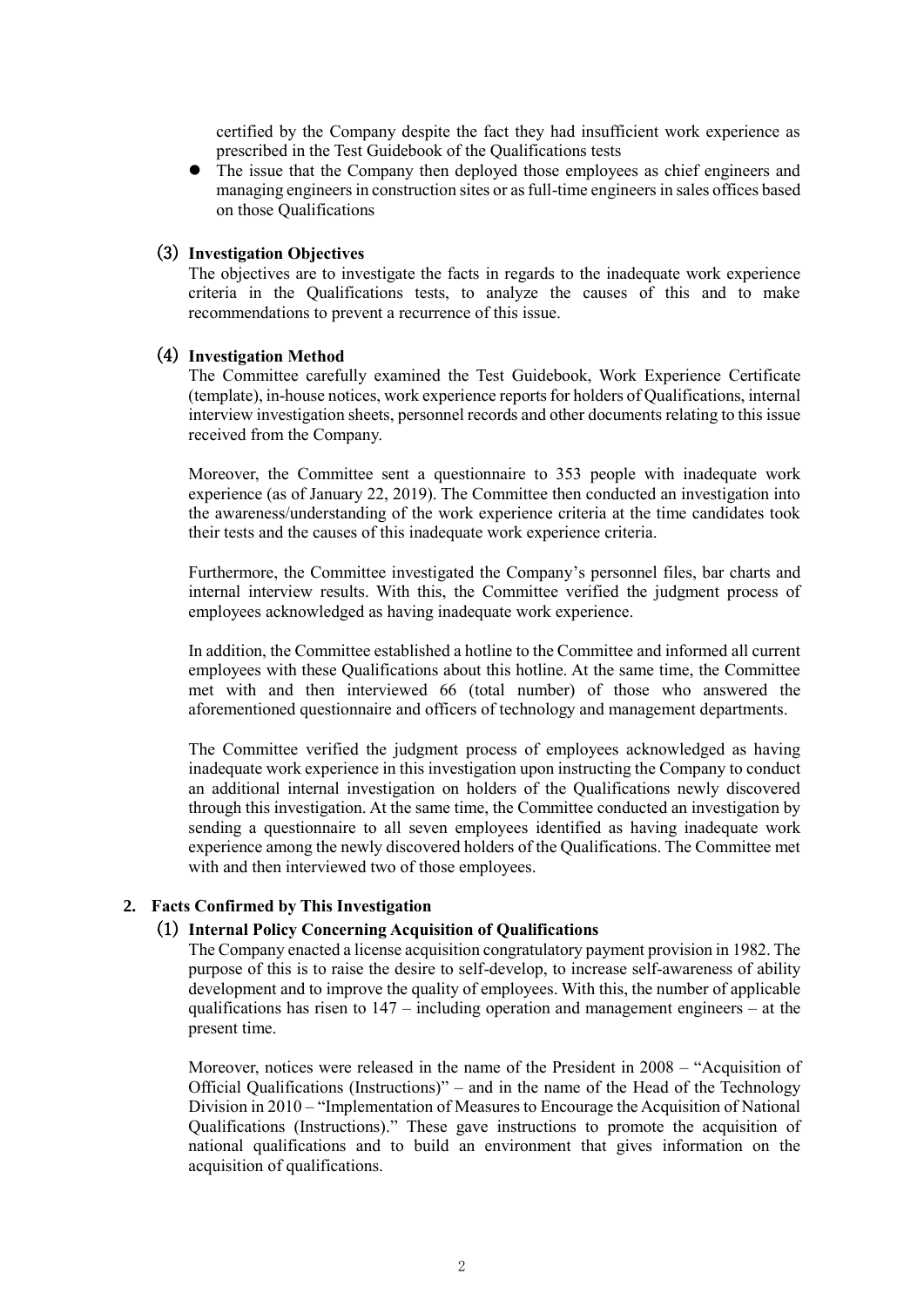certified by the Company despite the fact they had insufficient work experience as prescribed in the Test Guidebook of the Qualifications tests

- The issue that the Company then deployed those employees as chief engineers and managing engineers in construction sites or as full-time engineers in sales offices based on those Qualifications

### (3) Investigation Objectives

The objectives are to investigate the facts in regards to the inadequate work experience criteria in the Qualifications tests, to analyze the causes of this and to make recommendations to prevent a recurrence of this issue.

### (4) Investigation Method

The Committee carefully examined the Test Guidebook, Work Experience Certificate (template), in-house notices, work experience reports for holders of Qualifications, internal interview investigation sheets, personnel records and other documents relating to this issue received from the Company.

Moreover, the Committee sent a questionnaire to 353 people with inadequate work experience (as of January 22, 2019). The Committee then conducted an investigation into the awareness/understanding of the work experience criteria at the time candidates took their tests and the causes of this inadequate work experience criteria.

Furthermore, the Committee investigated the Company's personnel files, bar charts and internal interview results. With this, the Committee verified the judgment process of employees acknowledged as having inadequate work experience.

In addition, the Committee established a hotline to the Committee and informed all current employees with these Qualifications about this hotline. At the same time, the Committee met with and then interviewed 66 (total number) of those who answered the aforementioned questionnaire and officers of technology and management departments.

The Committee verified the judgment process of employees acknowledged as having inadequate work experience in this investigation upon instructing the Company to conduct an additional internal investigation on holders of the Qualifications newly discovered through this investigation. At the same time, the Committee conducted an investigation by sending a questionnaire to all seven employees identified as having inadequate work experience among the newly discovered holders of the Qualifications. The Committee met with and then interviewed two of those employees.

## 2. Facts Confirmed by This Investigation

### (1) Internal Policy Concerning Acquisition of Qualifications

The Company enacted a license acquisition congratulatory payment provision in 1982. The purpose of this is to raise the desire to self-develop, to increase self-awareness of ability development and to improve the quality of employees. With this, the number of applicable qualifications has risen to 147 – including operation and management engineers – at the present time.

Moreover, notices were released in the name of the President in 2008 – "Acquisition of Official Qualifications (Instructions)" – and in the name of the Head of the Technology Division in 2010 – "Implementation of Measures to Encourage the Acquisition of National Qualifications (Instructions)." These gave instructions to promote the acquisition of national qualifications and to build an environment that gives information on the acquisition of qualifications.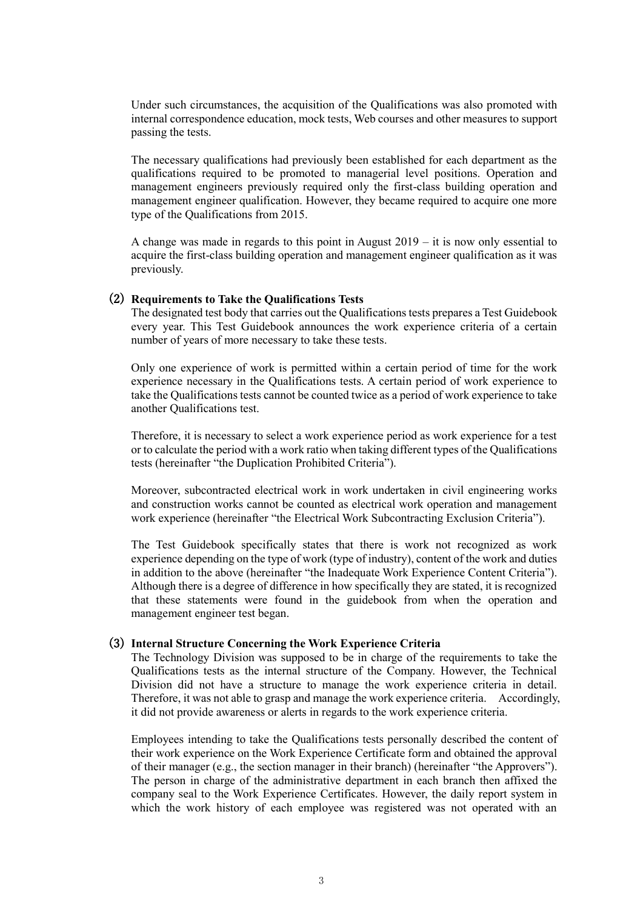Under such circumstances, the acquisition of the Qualifications was also promoted with internal correspondence education, mock tests, Web courses and other measures to support passing the tests.

The necessary qualifications had previously been established for each department as the qualifications required to be promoted to managerial level positions. Operation and management engineers previously required only the first-class building operation and management engineer qualification. However, they became required to acquire one more type of the Qualifications from 2015.

A change was made in regards to this point in August 2019 – it is now only essential to acquire the first-class building operation and management engineer qualification as it was previously.

### (2) Requirements to Take the Qualifications Tests

The designated test body that carries out the Qualifications tests prepares a Test Guidebook every year. This Test Guidebook announces the work experience criteria of a certain number of years of more necessary to take these tests.

Only one experience of work is permitted within a certain period of time for the work experience necessary in the Qualifications tests. A certain period of work experience to take the Qualifications tests cannot be counted twice as a period of work experience to take another Qualifications test.

Therefore, it is necessary to select a work experience period as work experience for a test or to calculate the period with a work ratio when taking different types of the Qualifications tests (hereinafter "the Duplication Prohibited Criteria").

Moreover, subcontracted electrical work in work undertaken in civil engineering works and construction works cannot be counted as electrical work operation and management work experience (hereinafter "the Electrical Work Subcontracting Exclusion Criteria").

The Test Guidebook specifically states that there is work not recognized as work experience depending on the type of work (type of industry), content of the work and duties in addition to the above (hereinafter "the Inadequate Work Experience Content Criteria"). Although there is a degree of difference in how specifically they are stated, it is recognized that these statements were found in the guidebook from when the operation and management engineer test began.

### (3) Internal Structure Concerning the Work Experience Criteria

The Technology Division was supposed to be in charge of the requirements to take the Qualifications tests as the internal structure of the Company. However, the Technical Division did not have a structure to manage the work experience criteria in detail. Therefore, it was not able to grasp and manage the work experience criteria. Accordingly, it did not provide awareness or alerts in regards to the work experience criteria.

Employees intending to take the Qualifications tests personally described the content of their work experience on the Work Experience Certificate form and obtained the approval of their manager (e.g., the section manager in their branch) (hereinafter "the Approvers"). The person in charge of the administrative department in each branch then affixed the company seal to the Work Experience Certificates. However, the daily report system in which the work history of each employee was registered was not operated with an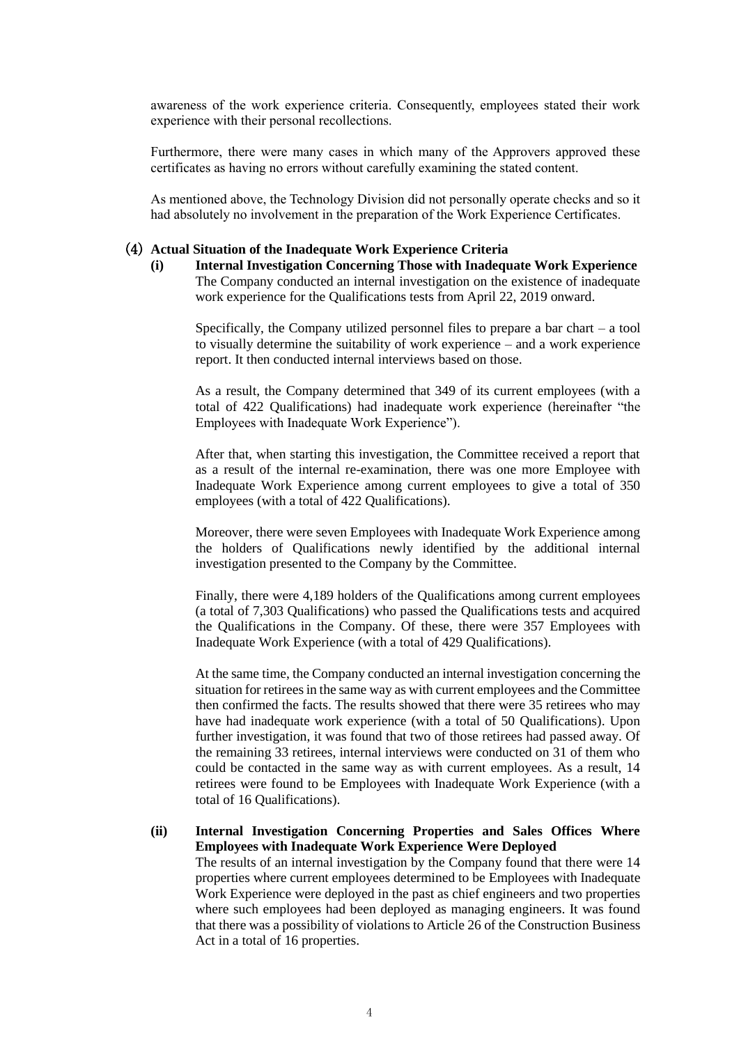awareness of the work experience criteria. Consequently, employees stated their work experience with their personal recollections.

Furthermore, there were many cases in which many of the Approvers approved these certificates as having no errors without carefully examining the stated content.

As mentioned above, the Technology Division did not personally operate checks and so it had absolutely no involvement in the preparation of the Work Experience Certificates.

### (4) Actual Situation of the Inadequate Work Experience Criteria

#### (i) Internal Investigation Concerning Those with Inadequate Work Experience

The Company conducted an internal investigation on the existence of inadequate work experience for the Qualifications tests from April 22, 2019 onward.

Specifically, the Company utilized personnel files to prepare a bar chart – a tool to visually determine the suitability of work experience – and a work experience report. It then conducted internal interviews based on those.

As a result, the Company determined that 349 of its current employees (with a total of 422 Qualifications) had inadequate work experience (hereinafter "the Employees with Inadequate Work Experience").

After that, when starting this investigation, the Committee received a report that as a result of the internal re-examination, there was one more Employee with Inadequate Work Experience among current employees to give a total of 350 employees (with a total of 422 Qualifications).

Moreover, there were seven Employees with Inadequate Work Experience among the holders of Qualifications newly identified by the additional internal investigation presented to the Company by the Committee.

Finally, there were 4,189 holders of the Qualifications among current employees (a total of 7,303 Qualifications) who passed the Qualifications tests and acquired the Qualifications in the Company. Of these, there were 357 Employees with Inadequate Work Experience (with a total of 429 Qualifications).

At the same time, the Company conducted an internal investigation concerning the situation for retirees in the same way as with current employees and the Committee then confirmed the facts. The results showed that there were 35 retirees who may have had inadequate work experience (with a total of 50 Qualifications). Upon further investigation, it was found that two of those retirees had passed away. Of the remaining 33 retirees, internal interviews were conducted on 31 of them who could be contacted in the same way as with current employees. As a result, 14 retirees were found to be Employees with Inadequate Work Experience (with a total of 16 Qualifications).

#### (ii) Internal Investigation Concerning Properties and Sales Offices Where Employees with Inadequate Work Experience Were Deployed

The results of an internal investigation by the Company found that there were 14 properties where current employees determined to be Employees with Inadequate Work Experience were deployed in the past as chief engineers and two properties where such employees had been deployed as managing engineers. It was found that there was a possibility of violations to Article 26 of the Construction Business Act in a total of 16 properties.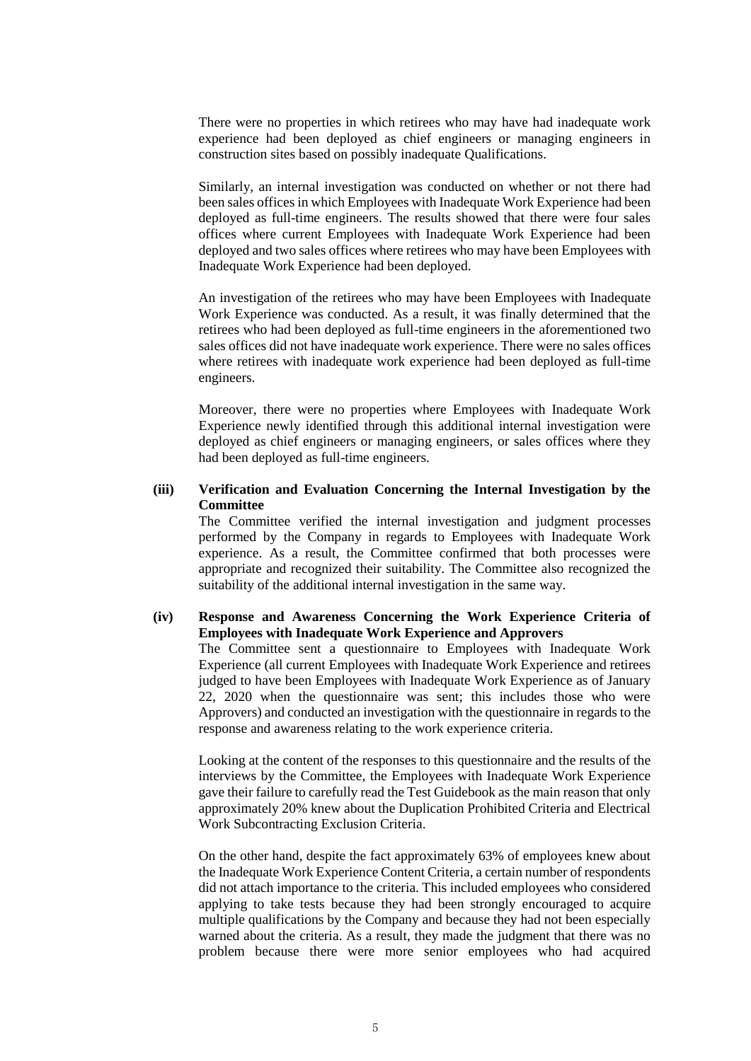There were no properties in which retirees who may have had inadequate work experience had been deployed as chief engineers or managing engineers in construction sites based on possibly inadequate Qualifications.

Similarly, an internal investigation was conducted on whether or not there had been sales offices in which Employees with Inadequate Work Experience had been deployed as full-time engineers. The results showed that there were four sales offices where current Employees with Inadequate Work Experience had been deployed and two sales offices where retirees who may have been Employees with Inadequate Work Experience had been deployed.

An investigation of the retirees who may have been Employees with Inadequate Work Experience was conducted. As a result, it was finally determined that the retirees who had been deployed as full-time engineers in the aforementioned two sales offices did not have inadequate work experience. There were no sales offices where retirees with inadequate work experience had been deployed as full-time engineers.

Moreover, there were no properties where Employees with Inadequate Work Experience newly identified through this additional internal investigation were deployed as chief engineers or managing engineers, or sales offices where they had been deployed as full-time engineers.

**(iii) Verification and Evaluation Concerning the Internal Investigation by the Committee**

The Committee verified the internal investigation and judgment processes performed by the Company in regards to Employees with Inadequate Work experience. As a result, the Committee confirmed that both processes were appropriate and recognized their suitability. The Committee also recognized the suitability of the additional internal investigation in the same way.

**(iv) Response and Awareness Concerning the Work Experience Criteria of Employees with Inadequate Work Experience and Approvers**

The Committee sent a questionnaire to Employees with Inadequate Work Experience (all current Employees with Inadequate Work Experience and retirees judged to have been Employees with Inadequate Work Experience as of January 22, 2020 when the questionnaire was sent; this includes those who were Approvers) and conducted an investigation with the questionnaire in regards to the response and awareness relating to the work experience criteria.

Looking at the content of the responses to this questionnaire and the results of the interviews by the Committee, the Employees with Inadequate Work Experience gave their failure to carefully read the Test Guidebook as the main reason that only approximately 20% knew about the Duplication Prohibited Criteria and Electrical Work Subcontracting Exclusion Criteria.

On the other hand, despite the fact approximately 63% of employees knew about the Inadequate Work Experience Content Criteria, a certain number of respondents did not attach importance to the criteria. This included employees who considered applying to take tests because they had been strongly encouraged to acquire multiple qualifications by the Company and because they had not been especially warned about the criteria. As a result, they made the judgment that there was no problem because there were more senior employees who had acquired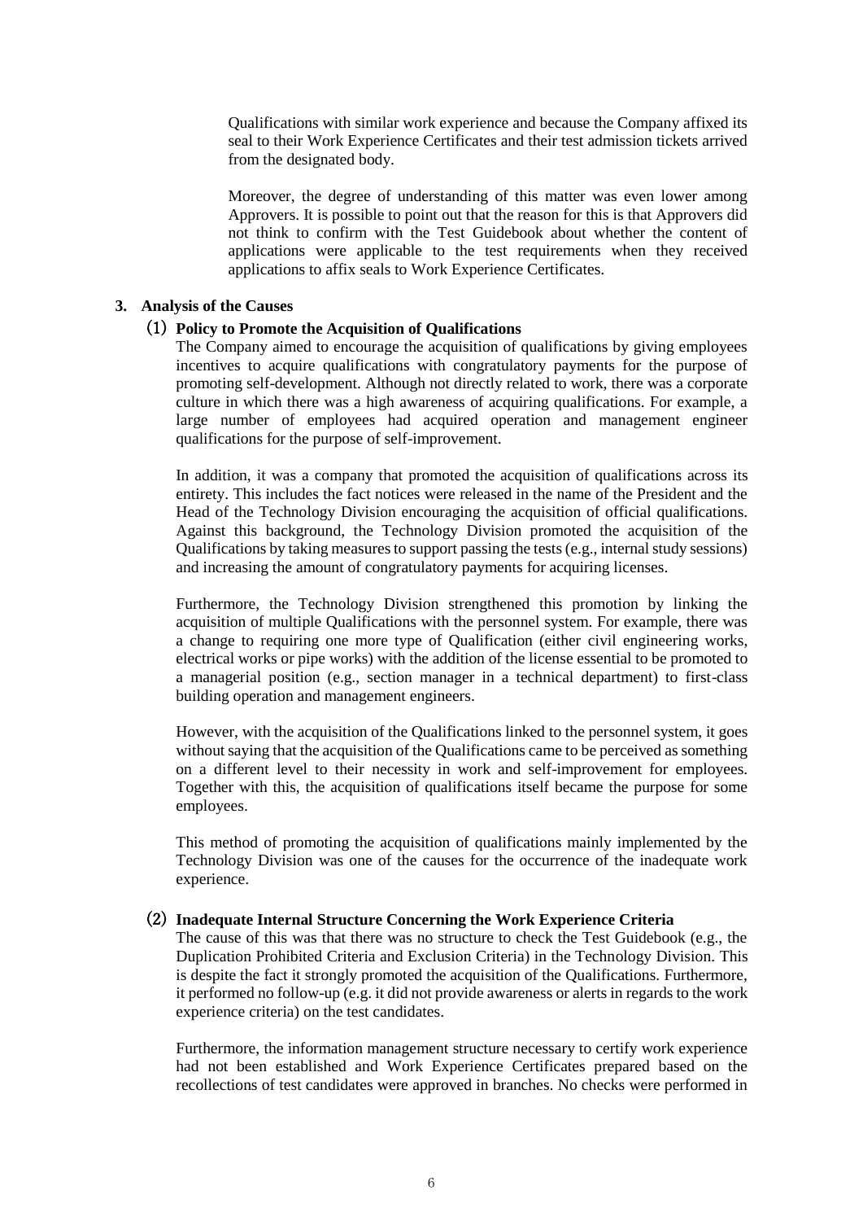Qualifications with similar work experience and because the Company affixed its seal to their Work Experience Certificates and their test admission tickets arrived from the designated body.

Moreover, the degree of understanding of this matter was even lower among Approvers. It is possible to point out that the reason for this is that Approvers did not think to confirm with the Test Guidebook about whether the content of applications were applicable to the test requirements when they received applications to affix seals to Work Experience Certificates.

## 3. Analysis of the Causes

### (1) Policy to Promote the Acquisition of Qualifications

The Company aimed to encourage the acquisition of qualifications by giving employees incentives to acquire qualifications with congratulatory payments for the purpose of promoting self-development. Although not directly related to work, there was a corporate culture in which there was a high awareness of acquiring qualifications. For example, a large number of employees had acquired operation and management engineer qualifications for the purpose of self-improvement.

In addition, it was a company that promoted the acquisition of qualifications across its entirety. This includes the fact notices were released in the name of the President and the Head of the Technology Division encouraging the acquisition of official qualifications. Against this background, the Technology Division promoted the acquisition of the Qualifications by taking measures to support passing the tests (e.g., internal study sessions) and increasing the amount of congratulatory payments for acquiring licenses.

Furthermore, the Technology Division strengthened this promotion by linking the acquisition of multiple Qualifications with the personnel system. For example, there was a change to requiring one more type of Qualification (either civil engineering works, electrical works or pipe works) with the addition of the license essential to be promoted to a managerial position (e.g., section manager in a technical department) to first-class building operation and management engineers.

However, with the acquisition of the Qualifications linked to the personnel system, it goes without saying that the acquisition of the Qualifications came to be perceived as something on a different level to their necessity in work and self-improvement for employees. Together with this, the acquisition of qualifications itself became the purpose for some employees.

This method of promoting the acquisition of qualifications mainly implemented by the Technology Division was one of the causes for the occurrence of the inadequate work experience.

### (2) Inadequate Internal Structure Concerning the Work Experience Criteria

The cause of this was that there was no structure to check the Test Guidebook (e.g., the Duplication Prohibited Criteria and Exclusion Criteria) in the Technology Division. This is despite the fact it strongly promoted the acquisition of the Qualifications. Furthermore, it performed no follow-up (e.g. it did not provide awareness or alerts in regards to the work experience criteria) on the test candidates.

Furthermore, the information management structure necessary to certify work experience had not been established and Work Experience Certificates prepared based on the recollections of test candidates were approved in branches. No checks were performed in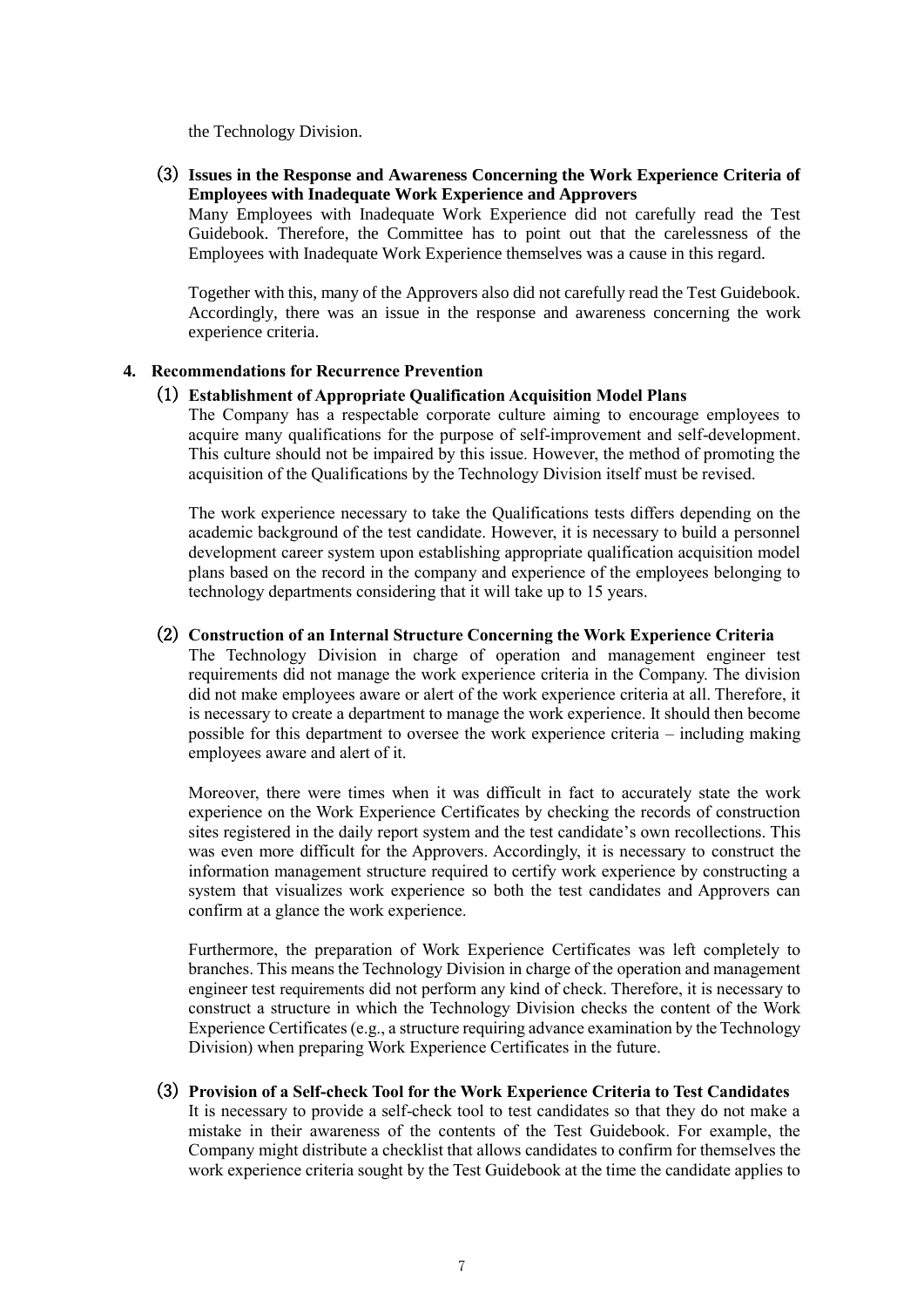the Technology Division.

### (3) Issues in the Response and Awareness Concerning the Work Experience Criteria of Employees with Inadequate Work Experience and Approvers

Many Employees with Inadequate Work Experience did not carefully read the Test Guidebook. Therefore, the Committee has to point out that the carelessness of the Employees with Inadequate Work Experience themselves was a cause in this regard.

Together with this, many of the Approvers also did not carefully read the Test Guidebook. Accordingly, there was an issue in the response and awareness concerning the work experience criteria.

## 4. Recommendations for Recurrence Prevention

### (1) Establishment of Appropriate Qualification Acquisition Model Plans

The Company has a respectable corporate culture aiming to encourage employees to acquire many qualifications for the purpose of self-improvement and self-development. This culture should not be impaired by this issue. However, the method of promoting the acquisition of the Qualifications by the Technology Division itself must be revised.

The work experience necessary to take the Qualifications tests differs depending on the academic background of the test candidate. However, it is necessary to build a personnel development career system upon establishing appropriate qualification acquisition model plans based on the record in the company and experience of the employees belonging to technology departments considering that it will take up to 15 years.

### (2) Construction of an Internal Structure Concerning the Work Experience Criteria

The Technology Division in charge of operation and management engineer test requirements did not manage the work experience criteria in the Company. The division did not make employees aware or alert of the work experience criteria at all. Therefore, it is necessary to create a department to manage the work experience. It should then become possible for this department to oversee the work experience criteria – including making employees aware and alert of it.

Moreover, there were times when it was difficult in fact to accurately state the work experience on the Work Experience Certificates by checking the records of construction sites registered in the daily report system and the test candidate's own recollections. This was even more difficult for the Approvers. Accordingly, it is necessary to construct the information management structure required to certify work experience by constructing a system that visualizes work experience so both the test candidates and Approvers can confirm at a glance the work experience.

Furthermore, the preparation of Work Experience Certificates was left completely to branches. This means the Technology Division in charge of the operation and management engineer test requirements did not perform any kind of check. Therefore, it is necessary to construct a structure in which the Technology Division checks the content of the Work Experience Certificates (e.g., a structure requiring advance examination by the Technology Division) when preparing Work Experience Certificates in the future.

### (3) Provision of a Self-check Tool for the Work Experience Criteria to Test Candidates

It is necessary to provide a self-check tool to test candidates so that they do not make a mistake in their awareness of the contents of the Test Guidebook. For example, the Company might distribute a checklist that allows candidates to confirm for themselves the work experience criteria sought by the Test Guidebook at the time the candidate applies to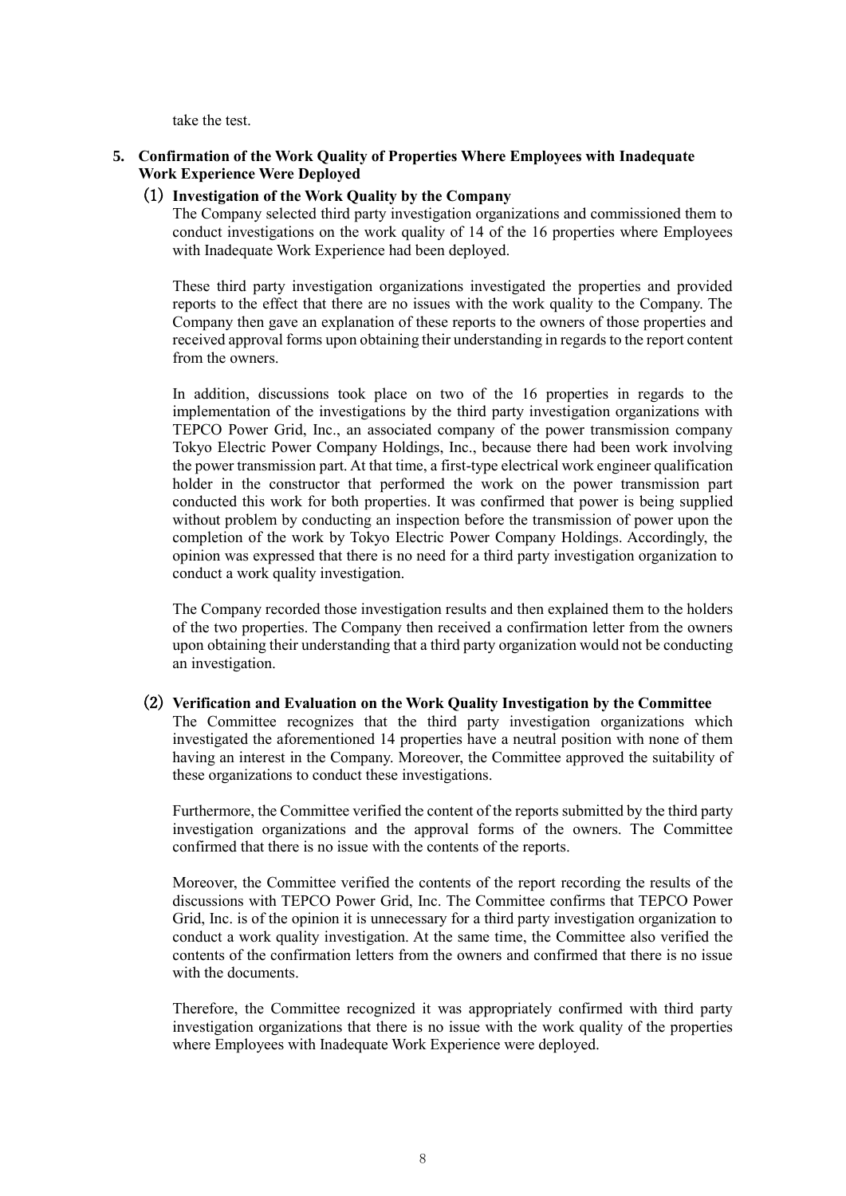take the test.

## 5. Confirmation of the Work Quality of Properties Where Employees with Inadequate Work Experience Were Deployed

### (1) Investigation of the Work Quality by the Company

The Company selected third party investigation organizations and commissioned them to conduct investigations on the work quality of 14 of the 16 properties where Employees with Inadequate Work Experience had been deployed.

These third party investigation organizations investigated the properties and provided reports to the effect that there are no issues with the work quality to the Company. The Company then gave an explanation of these reports to the owners of those properties and received approval forms upon obtaining their understanding in regards to the report content from the owners.

In addition, discussions took place on two of the 16 properties in regards to the implementation of the investigations by the third party investigation organizations with TEPCO Power Grid, Inc., an associated company of the power transmission company Tokyo Electric Power Company Holdings, Inc., because there had been work involving the power transmission part. At that time, a first-type electrical work engineer qualification holder in the constructor that performed the work on the power transmission part conducted this work for both properties. It was confirmed that power is being supplied without problem by conducting an inspection before the transmission of power upon the completion of the work by Tokyo Electric Power Company Holdings. Accordingly, the opinion was expressed that there is no need for a third party investigation organization to conduct a work quality investigation.

The Company recorded those investigation results and then explained them to the holders of the two properties. The Company then received a confirmation letter from the owners upon obtaining their understanding that a third party organization would not be conducting an investigation.

### (2) Verification and Evaluation on the Work Quality Investigation by the Committee

The Committee recognizes that the third party investigation organizations which investigated the aforementioned 14 properties have a neutral position with none of them having an interest in the Company. Moreover, the Committee approved the suitability of these organizations to conduct these investigations.

Furthermore, the Committee verified the content of the reports submitted by the third party investigation organizations and the approval forms of the owners. The Committee confirmed that there is no issue with the contents of the reports.

Moreover, the Committee verified the contents of the report recording the results of the discussions with TEPCO Power Grid, Inc. The Committee confirms that TEPCO Power Grid, Inc. is of the opinion it is unnecessary for a third party investigation organization to conduct a work quality investigation. At the same time, the Committee also verified the contents of the confirmation letters from the owners and confirmed that there is no issue with the documents.

Therefore, the Committee recognized it was appropriately confirmed with third party investigation organizations that there is no issue with the work quality of the properties where Employees with Inadequate Work Experience were deployed.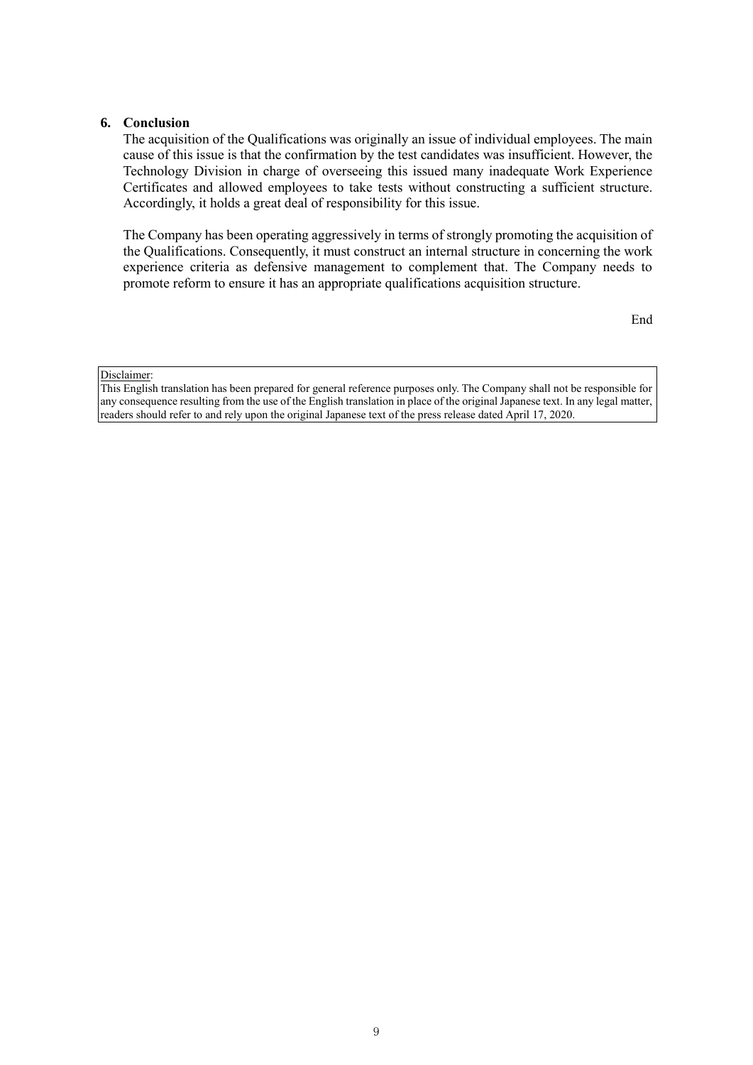## 6. Conclusion

The acquisition of the Qualifications was originally an issue of individual employees. The main cause of this issue is that the confirmation by the test candidates was insufficient. However, the Technology Division in charge of overseeing this issued many inadequate Work Experience Certificates and allowed employees to take tests without constructing a sufficient structure. Accordingly, it holds a great deal of responsibility for this issue.

The Company has been operating aggressively in terms of strongly promoting the acquisition of the Qualifications. Consequently, it must construct an internal structure in concerning the work experience criteria as defensive management to complement that. The Company needs to promote reform to ensure it has an appropriate qualifications acquisition structure.

End

Disclaimer:
This English translation has been prepared for general reference purposes only. The Company shall not be responsible for any consequence resulting from the use of the English translation in place of the original Japanese text. In any legal matter, readers should refer to and rely upon the original Japanese text of the press release dated April 17, 2020.